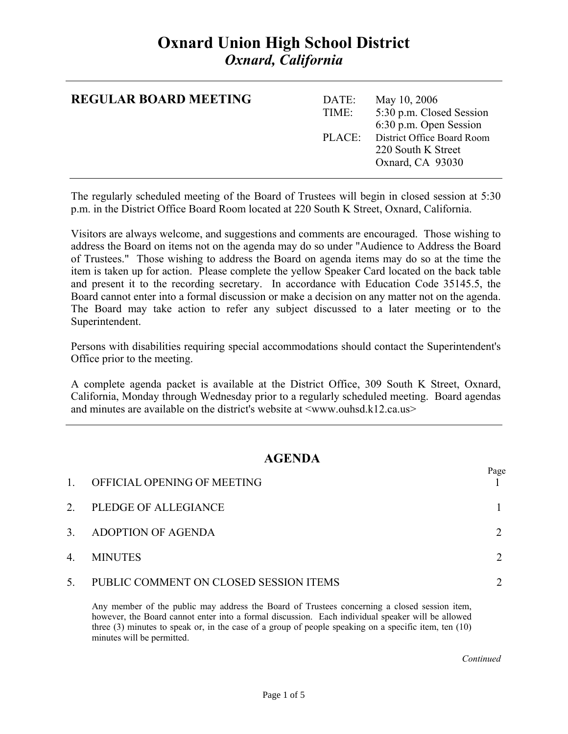# Oxnard Union High School District

*Oxnard, California*

---

**REGULAR BOARD MEETING**

| | |
|---|---|
| DATE: | May 10, 2006 |
| TIME: | 5:30 p.m. Closed Session<br>6:30 p.m. Open Session |
| PLACE: | District Office Board Room<br>220 South K Street<br>Oxnard, CA 93030 |

---

The regularly scheduled meeting of the Board of Trustees will begin in closed session at 5:30 p.m. in the District Office Board Room located at 220 South K Street, Oxnard, California.

Visitors are always welcome, and suggestions and comments are encouraged. Those wishing to address the Board on items not on the agenda may do so under "Audience to Address the Board of Trustees." Those wishing to address the Board on agenda items may do so at the time the item is taken up for action. Please complete the yellow Speaker Card located on the back table and present it to the recording secretary. In accordance with Education Code 35145.5, the Board cannot enter into a formal discussion or make a decision on any matter not on the agenda. The Board may take action to refer any subject discussed to a later meeting or to the Superintendent.

Persons with disabilities requiring special accommodations should contact the Superintendent's Office prior to the meeting.

A complete agenda packet is available at the District Office, 309 South K Street, Oxnard, California, Monday through Wednesday prior to a regularly scheduled meeting. Board agendas and minutes are available on the district's website at <www.ouhsd.k12.ca.us>

---

## AGENDA

| | | Page |
|---|---|---|
| 1. | OFFICIAL OPENING OF MEETING | 1 |
| 2. | PLEDGE OF ALLEGIANCE | 1 |
| 3. | ADOPTION OF AGENDA | 2 |
| 4. | MINUTES | 2 |
| 5. | PUBLIC COMMENT ON CLOSED SESSION ITEMS | 2 |

Any member of the public may address the Board of Trustees concerning a closed session item, however, the Board cannot enter into a formal discussion. Each individual speaker will be allowed three (3) minutes to speak or, in the case of a group of people speaking on a specific item, ten (10) minutes will be permitted.

*Continued*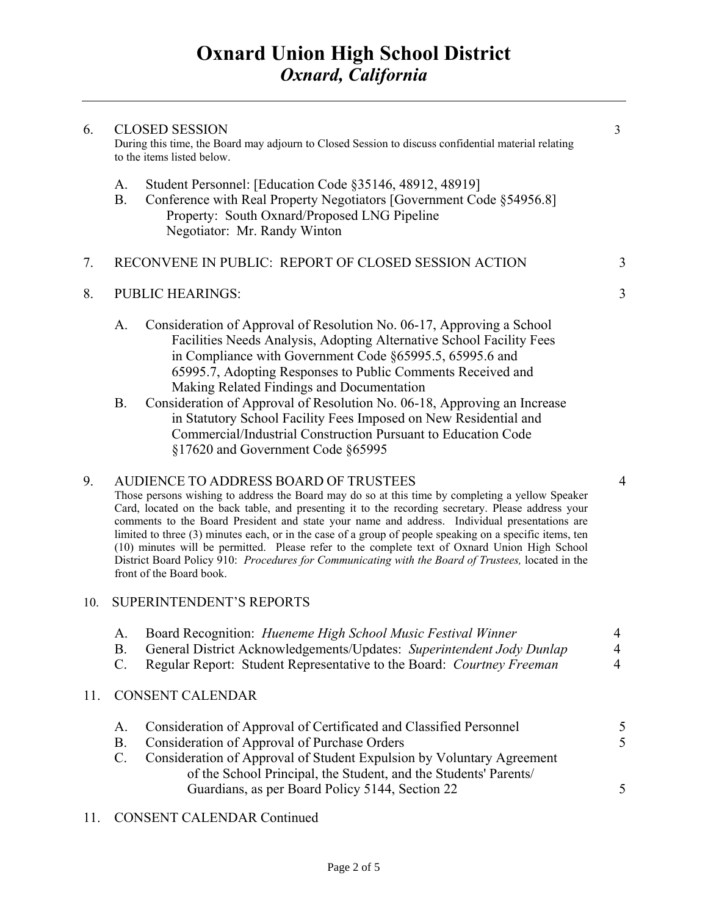# Oxnard Union High School District
## *Oxnard, California*

---

6. CLOSED SESSION — 3

   During this time, the Board may adjourn to Closed Session to discuss confidential material relating to the items listed below.

   A. Student Personnel: [Education Code §35146, 48912, 48919]
   B. Conference with Real Property Negotiators [Government Code §54956.8]
      Property: South Oxnard/Proposed LNG Pipeline
      Negotiator: Mr. Randy Winton

7. RECONVENE IN PUBLIC: REPORT OF CLOSED SESSION ACTION — 3

8. PUBLIC HEARINGS: — 3

   A. Consideration of Approval of Resolution No. 06-17, Approving a School Facilities Needs Analysis, Adopting Alternative School Facility Fees in Compliance with Government Code §65995.5, 65995.6 and 65995.7, Adopting Responses to Public Comments Received and Making Related Findings and Documentation
   B. Consideration of Approval of Resolution No. 06-18, Approving an Increase in Statutory School Facility Fees Imposed on New Residential and Commercial/Industrial Construction Pursuant to Education Code §17620 and Government Code §65995

9. AUDIENCE TO ADDRESS BOARD OF TRUSTEES — 4

   Those persons wishing to address the Board may do so at this time by completing a yellow Speaker Card, located on the back table, and presenting it to the recording secretary. Please address your comments to the Board President and state your name and address. Individual presentations are limited to three (3) minutes each, or in the case of a group of people speaking on a specific items, ten (10) minutes will be permitted. Please refer to the complete text of Oxnard Union High School District Board Policy 910: *Procedures for Communicating with the Board of Trustees,* located in the front of the Board book.

10. SUPERINTENDENT'S REPORTS

    A. Board Recognition: *Hueneme High School Music Festival Winner* — 4
    B. General District Acknowledgements/Updates: *Superintendent Jody Dunlap* — 4
    C. Regular Report: Student Representative to the Board: *Courtney Freeman* — 4

11. CONSENT CALENDAR

    A. Consideration of Approval of Certificated and Classified Personnel — 5
    B. Consideration of Approval of Purchase Orders — 5
    C. Consideration of Approval of Student Expulsion by Voluntary Agreement of the School Principal, the Student, and the Students' Parents/ Guardians, as per Board Policy 5144, Section 22 — 5

11. CONSENT CALENDAR Continued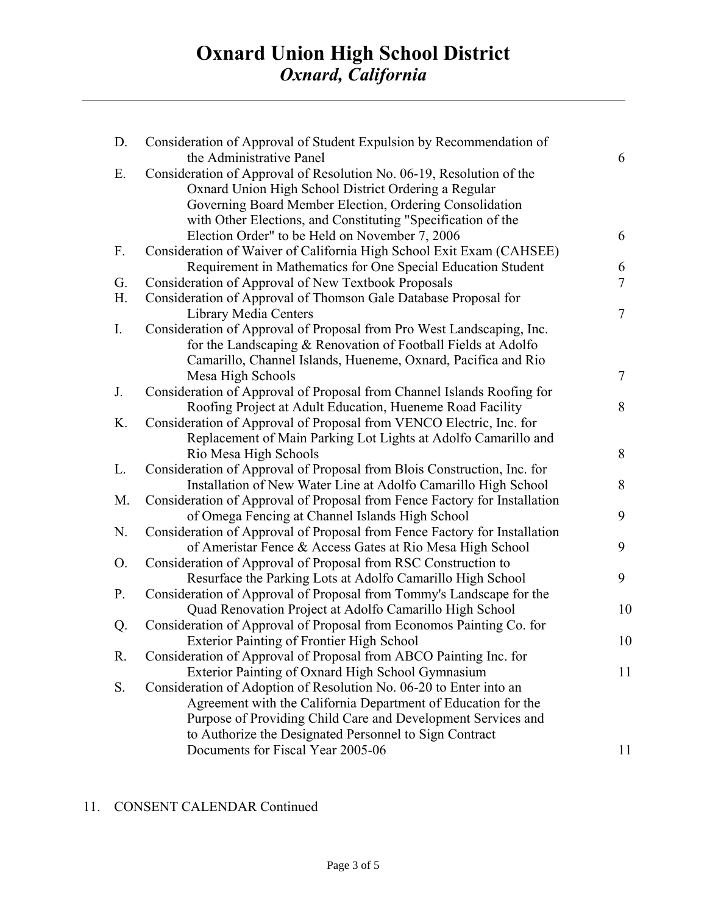# Oxnard Union High School District
## *Oxnard, California*

---

| | | |
|---|---|---|
| D. | Consideration of Approval of Student Expulsion by Recommendation of the Administrative Panel | 6 |
| E. | Consideration of Approval of Resolution No. 06-19, Resolution of the Oxnard Union High School District Ordering a Regular Governing Board Member Election, Ordering Consolidation with Other Elections, and Constituting "Specification of the Election Order" to be Held on November 7, 2006 | 6 |
| F. | Consideration of Waiver of California High School Exit Exam (CAHSEE) Requirement in Mathematics for One Special Education Student | 6 |
| G. | Consideration of Approval of New Textbook Proposals | 7 |
| H. | Consideration of Approval of Thomson Gale Database Proposal for Library Media Centers | 7 |
| I. | Consideration of Approval of Proposal from Pro West Landscaping, Inc. for the Landscaping & Renovation of Football Fields at Adolfo Camarillo, Channel Islands, Hueneme, Oxnard, Pacifica and Rio Mesa High Schools | 7 |
| J. | Consideration of Approval of Proposal from Channel Islands Roofing for Roofing Project at Adult Education, Hueneme Road Facility | 8 |
| K. | Consideration of Approval of Proposal from VENCO Electric, Inc. for Replacement of Main Parking Lot Lights at Adolfo Camarillo and Rio Mesa High Schools | 8 |
| L. | Consideration of Approval of Proposal from Blois Construction, Inc. for Installation of New Water Line at Adolfo Camarillo High School | 8 |
| M. | Consideration of Approval of Proposal from Fence Factory for Installation of Omega Fencing at Channel Islands High School | 9 |
| N. | Consideration of Approval of Proposal from Fence Factory for Installation of Ameristar Fence & Access Gates at Rio Mesa High School | 9 |
| O. | Consideration of Approval of Proposal from RSC Construction to Resurface the Parking Lots at Adolfo Camarillo High School | 9 |
| P. | Consideration of Approval of Proposal from Tommy's Landscape for the Quad Renovation Project at Adolfo Camarillo High School | 10 |
| Q. | Consideration of Approval of Proposal from Economos Painting Co. for Exterior Painting of Frontier High School | 10 |
| R. | Consideration of Approval of Proposal from ABCO Painting Inc. for Exterior Painting of Oxnard High School Gymnasium | 11 |
| S. | Consideration of Adoption of Resolution No. 06-20 to Enter into an Agreement with the California Department of Education for the Purpose of Providing Child Care and Development Services and to Authorize the Designated Personnel to Sign Contract Documents for Fiscal Year 2005-06 | 11 |

11. CONSENT CALENDAR Continued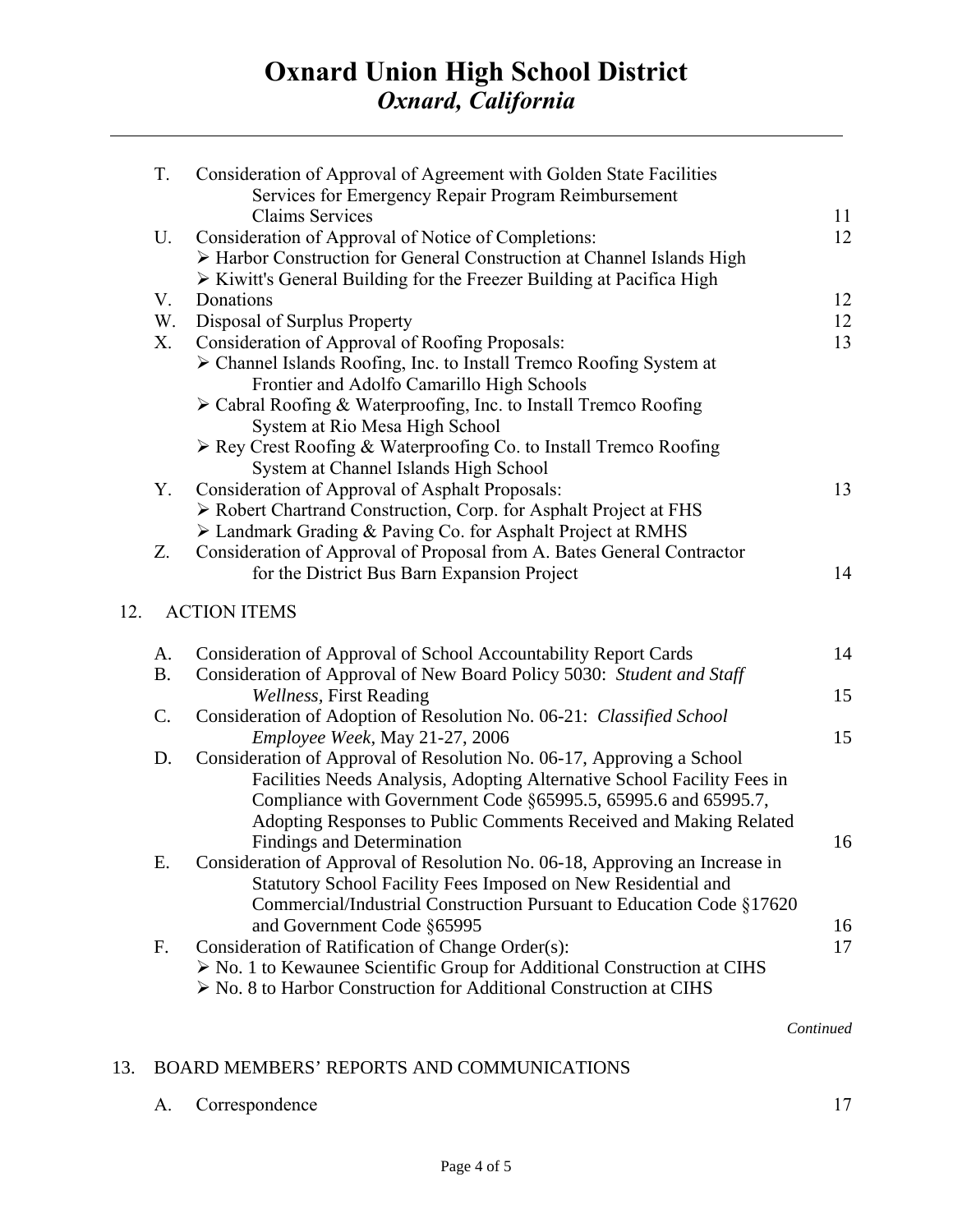# Oxnard Union High School District
## *Oxnard, California*

---

T. Consideration of Approval of Agreement with Golden State Facilities Services for Emergency Repair Program Reimbursement Claims Services — 11

U. Consideration of Approval of Notice of Completions: — 12
- Harbor Construction for General Construction at Channel Islands High
- Kiwitt's General Building for the Freezer Building at Pacifica High

V. Donations — 12

W. Disposal of Surplus Property — 12

X. Consideration of Approval of Roofing Proposals: — 13
- Channel Islands Roofing, Inc. to Install Tremco Roofing System at Frontier and Adolfo Camarillo High Schools
- Cabral Roofing & Waterproofing, Inc. to Install Tremco Roofing System at Rio Mesa High School
- Rey Crest Roofing & Waterproofing Co. to Install Tremco Roofing System at Channel Islands High School

Y. Consideration of Approval of Asphalt Proposals: — 13
- Robert Chartrand Construction, Corp. for Asphalt Project at FHS
- Landmark Grading & Paving Co. for Asphalt Project at RMHS

Z. Consideration of Approval of Proposal from A. Bates General Contractor for the District Bus Barn Expansion Project — 14

12. ACTION ITEMS

A. Consideration of Approval of School Accountability Report Cards — 14

B. Consideration of Approval of New Board Policy 5030: *Student and Staff Wellness*, First Reading — 15

C. Consideration of Adoption of Resolution No. 06-21: *Classified School Employee Week*, May 21-27, 2006 — 15

D. Consideration of Approval of Resolution No. 06-17, Approving a School Facilities Needs Analysis, Adopting Alternative School Facility Fees in Compliance with Government Code §65995.5, 65995.6 and 65995.7, Adopting Responses to Public Comments Received and Making Related Findings and Determination — 16

E. Consideration of Approval of Resolution No. 06-18, Approving an Increase in Statutory School Facility Fees Imposed on New Residential and Commercial/Industrial Construction Pursuant to Education Code §17620 and Government Code §65995 — 16

F. Consideration of Ratification of Change Order(s): — 17
- No. 1 to Kewaunee Scientific Group for Additional Construction at CIHS
- No. 8 to Harbor Construction for Additional Construction at CIHS

*Continued*

13. BOARD MEMBERS' REPORTS AND COMMUNICATIONS

A. Correspondence — 17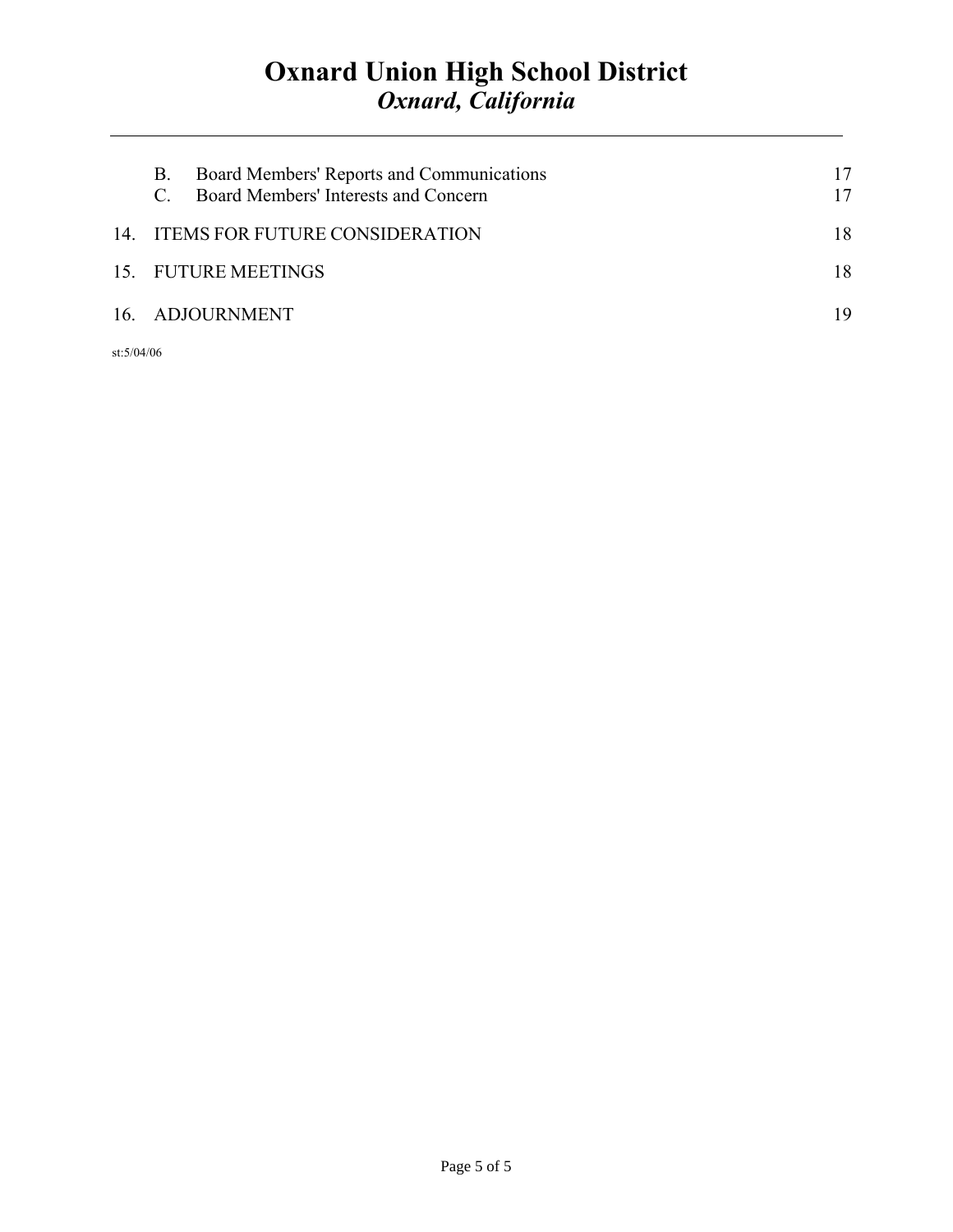# Oxnard Union High School District
## *Oxnard, California*

| | | |
|---|---|---|
| B. | Board Members' Reports and Communications | 17 |
| C. | Board Members' Interests and Concern | 17 |
| 14. | ITEMS FOR FUTURE CONSIDERATION | 18 |
| 15. | FUTURE MEETINGS | 18 |
| 16. | ADJOURNMENT | 19 |

st:5/04/06